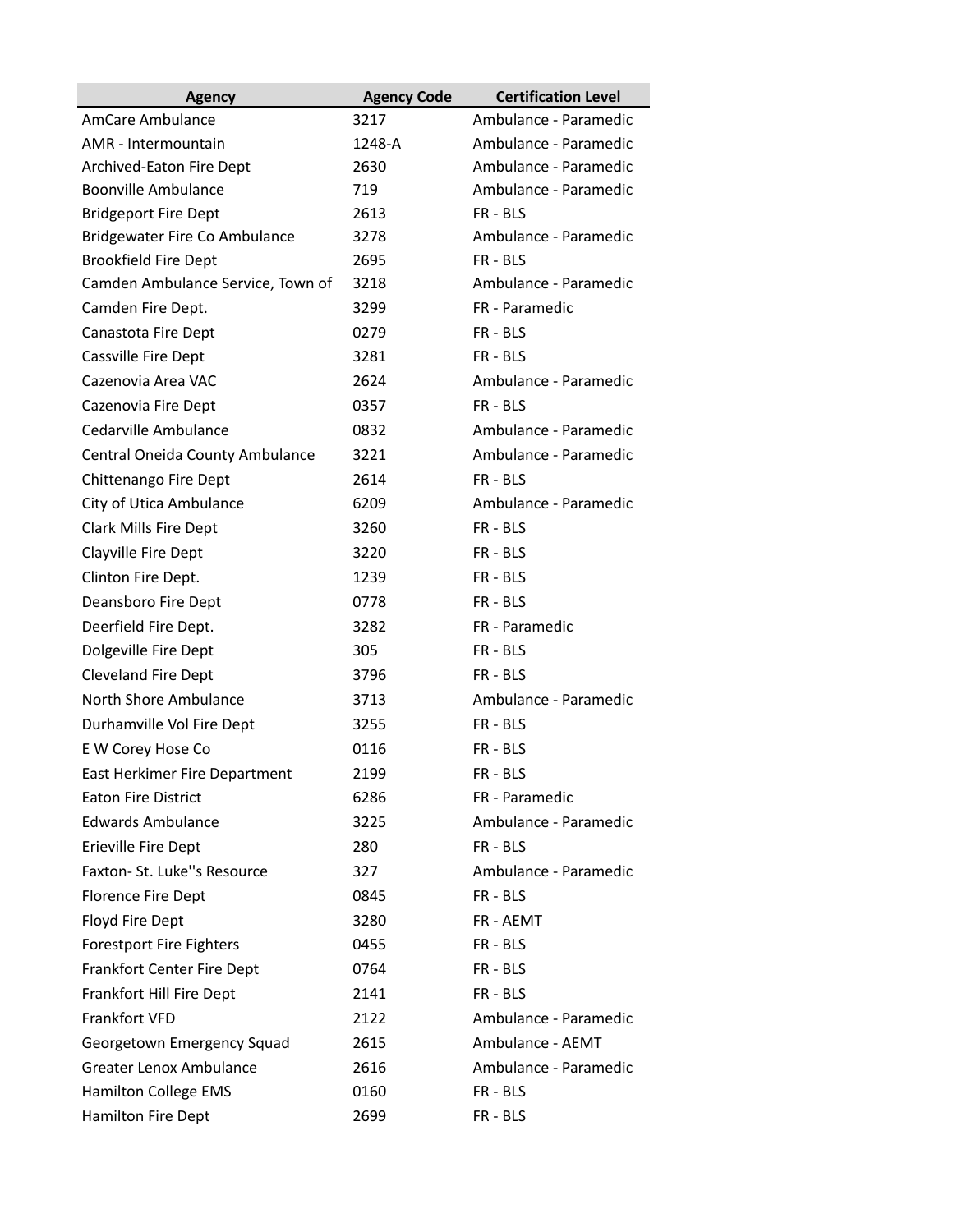| Agency | Agency Code | Certification Level |
|---|---|---|
| AmCare Ambulance | 3217 | Ambulance - Paramedic |
| AMR - Intermountain | 1248-A | Ambulance - Paramedic |
| Archived-Eaton Fire Dept | 2630 | Ambulance - Paramedic |
| Boonville Ambulance | 719 | Ambulance - Paramedic |
| Bridgeport Fire Dept | 2613 | FR - BLS |
| Bridgewater Fire Co Ambulance | 3278 | Ambulance - Paramedic |
| Brookfield Fire Dept | 2695 | FR - BLS |
| Camden Ambulance Service, Town of | 3218 | Ambulance - Paramedic |
| Camden Fire Dept. | 3299 | FR - Paramedic |
| Canastota Fire Dept | 0279 | FR - BLS |
| Cassville Fire Dept | 3281 | FR - BLS |
| Cazenovia Area VAC | 2624 | Ambulance - Paramedic |
| Cazenovia Fire Dept | 0357 | FR - BLS |
| Cedarville Ambulance | 0832 | Ambulance - Paramedic |
| Central Oneida County Ambulance | 3221 | Ambulance - Paramedic |
| Chittenango Fire Dept | 2614 | FR - BLS |
| City of Utica Ambulance | 6209 | Ambulance - Paramedic |
| Clark Mills Fire Dept | 3260 | FR - BLS |
| Clayville Fire Dept | 3220 | FR - BLS |
| Clinton Fire Dept. | 1239 | FR - BLS |
| Deansboro Fire Dept | 0778 | FR - BLS |
| Deerfield Fire Dept. | 3282 | FR - Paramedic |
| Dolgeville Fire Dept | 305 | FR - BLS |
| Cleveland Fire Dept | 3796 | FR - BLS |
| North Shore Ambulance | 3713 | Ambulance - Paramedic |
| Durhamville Vol Fire Dept | 3255 | FR - BLS |
| E W Corey Hose Co | 0116 | FR - BLS |
| East Herkimer Fire Department | 2199 | FR - BLS |
| Eaton Fire District | 6286 | FR - Paramedic |
| Edwards Ambulance | 3225 | Ambulance - Paramedic |
| Erieville Fire Dept | 280 | FR - BLS |
| Faxton- St. Luke''s Resource | 327 | Ambulance - Paramedic |
| Florence Fire Dept | 0845 | FR - BLS |
| Floyd Fire Dept | 3280 | FR - AEMT |
| Forestport Fire Fighters | 0455 | FR - BLS |
| Frankfort Center Fire Dept | 0764 | FR - BLS |
| Frankfort Hill Fire Dept | 2141 | FR - BLS |
| Frankfort VFD | 2122 | Ambulance - Paramedic |
| Georgetown Emergency Squad | 2615 | Ambulance - AEMT |
| Greater Lenox Ambulance | 2616 | Ambulance - Paramedic |
| Hamilton College EMS | 0160 | FR - BLS |
| Hamilton Fire Dept | 2699 | FR - BLS |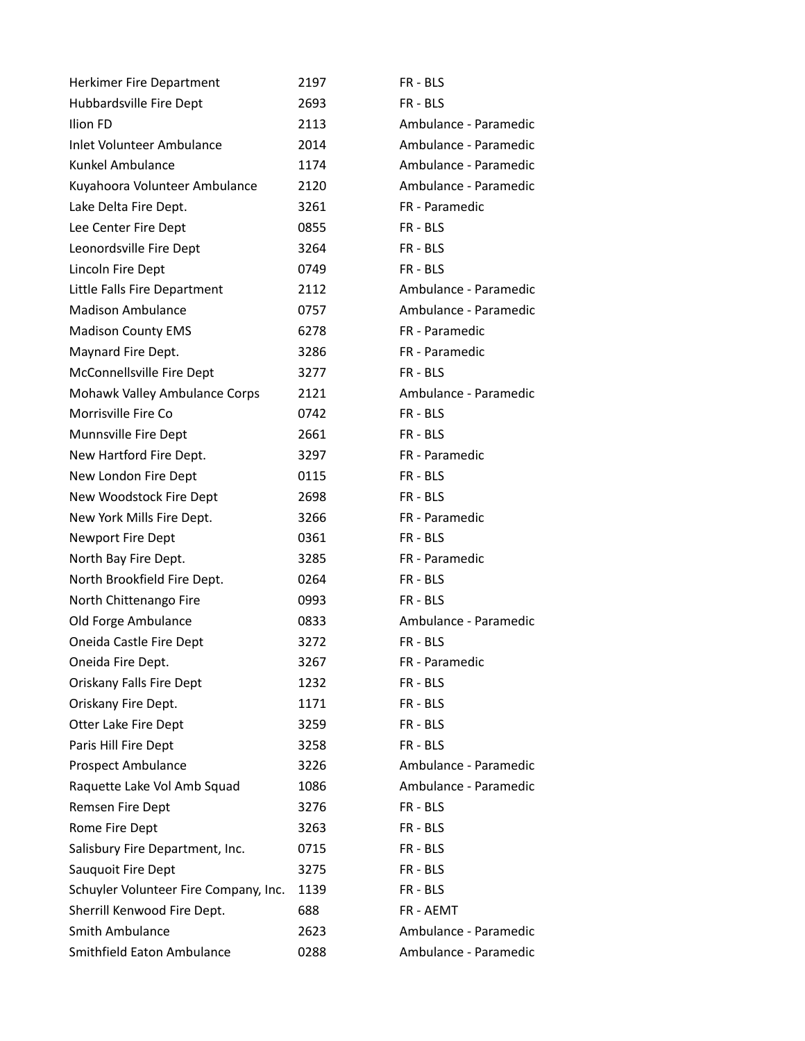| | | |
|---|---|---|
| Herkimer Fire Department | 2197 | FR - BLS |
| Hubbardsville Fire Dept | 2693 | FR - BLS |
| Ilion FD | 2113 | Ambulance - Paramedic |
| Inlet Volunteer Ambulance | 2014 | Ambulance - Paramedic |
| Kunkel Ambulance | 1174 | Ambulance - Paramedic |
| Kuyahoora Volunteer Ambulance | 2120 | Ambulance - Paramedic |
| Lake Delta Fire Dept. | 3261 | FR - Paramedic |
| Lee Center Fire Dept | 0855 | FR - BLS |
| Leonordsville Fire Dept | 3264 | FR - BLS |
| Lincoln Fire Dept | 0749 | FR - BLS |
| Little Falls Fire Department | 2112 | Ambulance - Paramedic |
| Madison Ambulance | 0757 | Ambulance - Paramedic |
| Madison County EMS | 6278 | FR - Paramedic |
| Maynard Fire Dept. | 3286 | FR - Paramedic |
| McConnellsville Fire Dept | 3277 | FR - BLS |
| Mohawk Valley Ambulance Corps | 2121 | Ambulance - Paramedic |
| Morrisville Fire Co | 0742 | FR - BLS |
| Munnsville Fire Dept | 2661 | FR - BLS |
| New Hartford Fire Dept. | 3297 | FR - Paramedic |
| New London Fire Dept | 0115 | FR - BLS |
| New Woodstock Fire Dept | 2698 | FR - BLS |
| New York Mills Fire Dept. | 3266 | FR - Paramedic |
| Newport Fire Dept | 0361 | FR - BLS |
| North Bay Fire Dept. | 3285 | FR - Paramedic |
| North Brookfield Fire Dept. | 0264 | FR - BLS |
| North Chittenango Fire | 0993 | FR - BLS |
| Old Forge Ambulance | 0833 | Ambulance - Paramedic |
| Oneida Castle Fire Dept | 3272 | FR - BLS |
| Oneida Fire Dept. | 3267 | FR - Paramedic |
| Oriskany Falls Fire Dept | 1232 | FR - BLS |
| Oriskany Fire Dept. | 1171 | FR - BLS |
| Otter Lake Fire Dept | 3259 | FR - BLS |
| Paris Hill Fire Dept | 3258 | FR - BLS |
| Prospect Ambulance | 3226 | Ambulance - Paramedic |
| Raquette Lake Vol Amb Squad | 1086 | Ambulance - Paramedic |
| Remsen Fire Dept | 3276 | FR - BLS |
| Rome Fire Dept | 3263 | FR - BLS |
| Salisbury Fire Department, Inc. | 0715 | FR - BLS |
| Sauquoit Fire Dept | 3275 | FR - BLS |
| Schuyler Volunteer Fire Company, Inc. | 1139 | FR - BLS |
| Sherrill Kenwood Fire Dept. | 688 | FR - AEMT |
| Smith Ambulance | 2623 | Ambulance - Paramedic |
| Smithfield Eaton Ambulance | 0288 | Ambulance - Paramedic |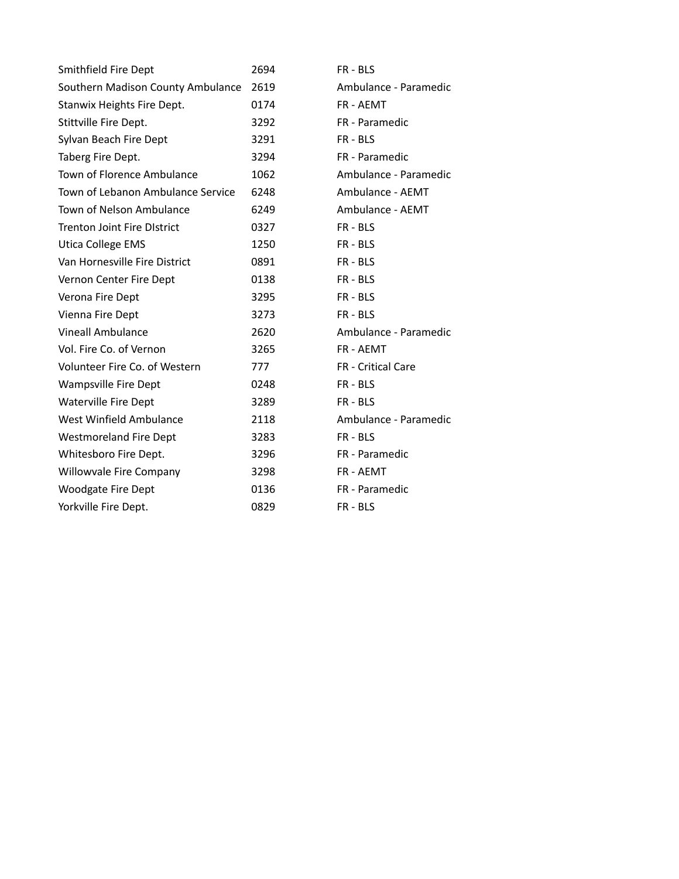| | | |
|---|---|---|
| Smithfield Fire Dept | 2694 | FR - BLS |
| Southern Madison County Ambulance | 2619 | Ambulance - Paramedic |
| Stanwix Heights Fire Dept. | 0174 | FR - AEMT |
| Stittville Fire Dept. | 3292 | FR - Paramedic |
| Sylvan Beach Fire Dept | 3291 | FR - BLS |
| Taberg Fire Dept. | 3294 | FR - Paramedic |
| Town of Florence Ambulance | 1062 | Ambulance - Paramedic |
| Town of Lebanon Ambulance Service | 6248 | Ambulance - AEMT |
| Town of Nelson Ambulance | 6249 | Ambulance - AEMT |
| Trenton Joint Fire DIstrict | 0327 | FR - BLS |
| Utica College EMS | 1250 | FR - BLS |
| Van Hornesville Fire District | 0891 | FR - BLS |
| Vernon Center Fire Dept | 0138 | FR - BLS |
| Verona Fire Dept | 3295 | FR - BLS |
| Vienna Fire Dept | 3273 | FR - BLS |
| Vineall Ambulance | 2620 | Ambulance - Paramedic |
| Vol. Fire Co. of Vernon | 3265 | FR - AEMT |
| Volunteer Fire Co. of Western | 777 | FR - Critical Care |
| Wampsville Fire Dept | 0248 | FR - BLS |
| Waterville Fire Dept | 3289 | FR - BLS |
| West Winfield Ambulance | 2118 | Ambulance - Paramedic |
| Westmoreland Fire Dept | 3283 | FR - BLS |
| Whitesboro Fire Dept. | 3296 | FR - Paramedic |
| Willowvale Fire Company | 3298 | FR - AEMT |
| Woodgate Fire Dept | 0136 | FR - Paramedic |
| Yorkville Fire Dept. | 0829 | FR - BLS |